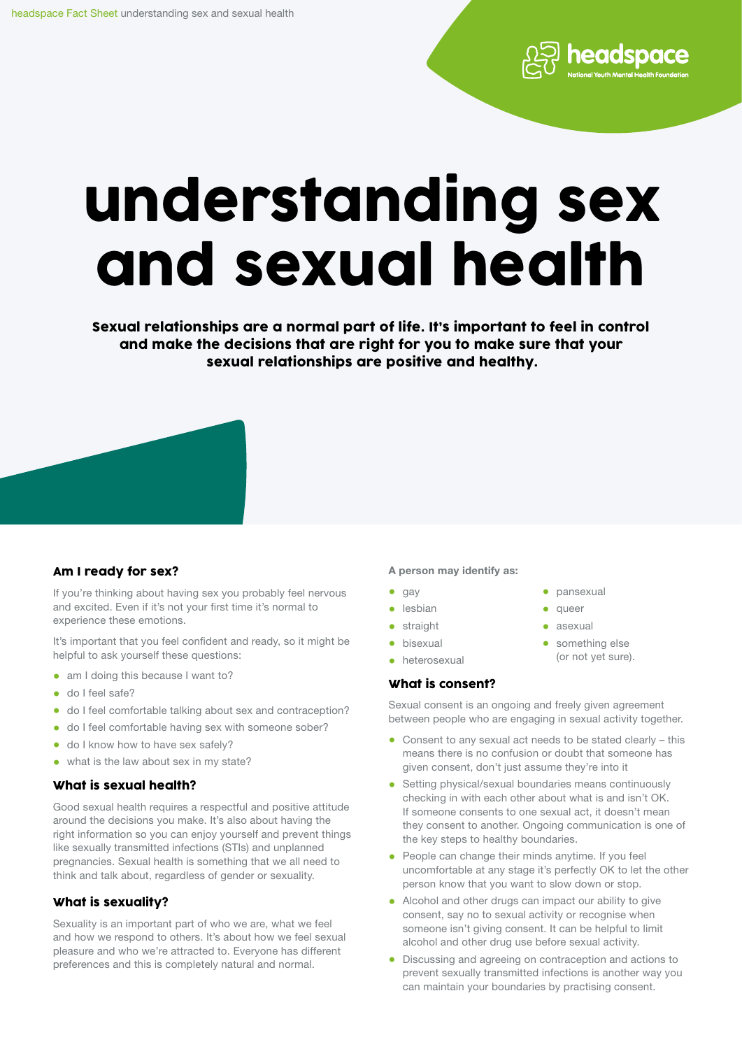# understanding sex and sexual health

**Sexual relationships are a normal part of life. It's important to feel in control and make the decisions that are right for you to make sure that your sexual relationships are positive and healthy.**

## Am I ready for sex?

If you're thinking about having sex you probably feel nervous and excited. Even if it's not your first time it's normal to experience these emotions.

It's important that you feel confident and ready, so it might be helpful to ask yourself these questions:

- am I doing this because I want to?
- do I feel safe?
- do I feel comfortable talking about sex and contraception?
- do I feel comfortable having sex with someone sober?
- do I know how to have sex safely?
- what is the law about sex in my state?

## What is sexual health?

Good sexual health requires a respectful and positive attitude around the decisions you make. It's also about having the right information so you can enjoy yourself and prevent things like sexually transmitted infections (STIs) and unplanned pregnancies. Sexual health is something that we all need to think and talk about, regardless of gender or sexuality.

## What is sexuality?

Sexuality is an important part of who we are, what we feel and how we respond to others. It's about how we feel sexual pleasure and who we're attracted to. Everyone has different preferences and this is completely natural and normal.

**A person may identify as:**

- gay
- lesbian
- straight
- bisexual
- heterosexual
- pansexual
- queer
- asexual
- something else (or not yet sure).

## What is consent?

Sexual consent is an ongoing and freely given agreement between people who are engaging in sexual activity together.

- Consent to any sexual act needs to be stated clearly – this means there is no confusion or doubt that someone has given consent, don't just assume they're into it
- Setting physical/sexual boundaries means continuously checking in with each other about what is and isn't OK. If someone consents to one sexual act, it doesn't mean they consent to another. Ongoing communication is one of the key steps to healthy boundaries.
- People can change their minds anytime. If you feel uncomfortable at any stage it's perfectly OK to let the other person know that you want to slow down or stop.
- Alcohol and other drugs can impact our ability to give consent, say no to sexual activity or recognise when someone isn't giving consent. It can be helpful to limit alcohol and other drug use before sexual activity.
- Discussing and agreeing on contraception and actions to prevent sexually transmitted infections is another way you can maintain your boundaries by practising consent.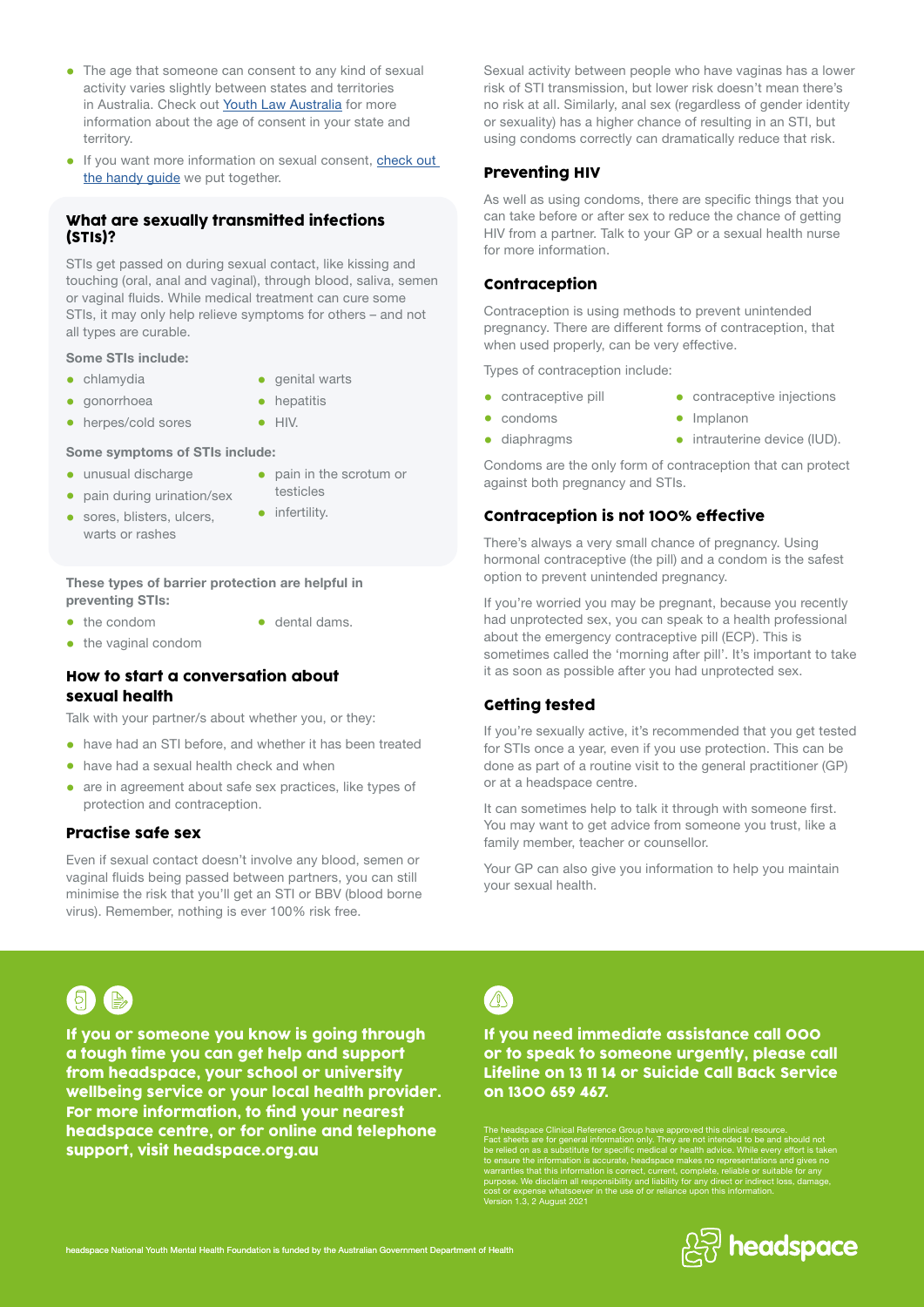- The age that someone can consent to any kind of sexual activity varies slightly between states and territories in Australia. Check out Youth Law Australia for more information about the age of consent in your state and territory.
- If you want more information on sexual consent, check out the handy guide we put together.

## What are sexually transmitted infections (STIs)?

STIs get passed on during sexual contact, like kissing and touching (oral, anal and vaginal), through blood, saliva, semen or vaginal fluids. While medical treatment can cure some STIs, it may only help relieve symptoms for others – and not all types are curable.

**Some STIs include:**

- chlamydia
- gonorrhoea
- herpes/cold sores
- genital warts
- hepatitis
- HIV.

**Some symptoms of STIs include:**

- unusual discharge
- pain during urination/sex
- sores, blisters, ulcers, warts or rashes
- pain in the scrotum or testicles
- infertility.

**These types of barrier protection are helpful in preventing STIs:**

- the condom
- the vaginal condom
- dental dams.

## How to start a conversation about sexual health

Talk with your partner/s about whether you, or they:

- have had an STI before, and whether it has been treated
- have had a sexual health check and when
- are in agreement about safe sex practices, like types of protection and contraception.

## Practise safe sex

Even if sexual contact doesn't involve any blood, semen or vaginal fluids being passed between partners, you can still minimise the risk that you'll get an STI or BBV (blood borne virus). Remember, nothing is ever 100% risk free.

Sexual activity between people who have vaginas has a lower risk of STI transmission, but lower risk doesn't mean there's no risk at all. Similarly, anal sex (regardless of gender identity or sexuality) has a higher chance of resulting in an STI, but using condoms correctly can dramatically reduce that risk.

## Preventing HIV

As well as using condoms, there are specific things that you can take before or after sex to reduce the chance of getting HIV from a partner. Talk to your GP or a sexual health nurse for more information.

## Contraception

Contraception is using methods to prevent unintended pregnancy. There are different forms of contraception, that when used properly, can be very effective.

Types of contraception include:

- contraceptive pill
- condoms
- diaphragms
- contraceptive injections
- Implanon
- intrauterine device (IUD).

Condoms are the only form of contraception that can protect against both pregnancy and STIs.

## Contraception is not 100% effective

There's always a very small chance of pregnancy. Using hormonal contraceptive (the pill) and a condom is the safest option to prevent unintended pregnancy.

If you're worried you may be pregnant, because you recently had unprotected sex, you can speak to a health professional about the emergency contraceptive pill (ECP). This is sometimes called the 'morning after pill'. It's important to take it as soon as possible after you had unprotected sex.

## Getting tested

If you're sexually active, it's recommended that you get tested for STIs once a year, even if you use protection. This can be done as part of a routine visit to the general practitioner (GP) or at a headspace centre.

It can sometimes help to talk it through with someone first. You may want to get advice from someone you trust, like a family member, teacher or counsellor.

Your GP can also give you information to help you maintain your sexual health.

**If you or someone you know is going through a tough time you can get help and support from headspace, your school or university wellbeing service or your local health provider. For more information, to find your nearest headspace centre, or for online and telephone support, visit headspace.org.au**

**If you need immediate assistance call 000 or to speak to someone urgently, please call Lifeline on 13 11 14 or Suicide Call Back Service on 1300 659 467.**

The headspace Clinical Reference Group have approved this clinical resource. Fact sheets are for general information only. They are not intended to be and should not be relied on as a substitute for specific medical or health advice. While every effort is taken to ensure the information is accurate, headspace makes no representations and gives no warranties that this information is correct, current, complete, reliable or suitable for any purpose. We disclaim all responsibility and liability for any direct or indirect loss, damage, cost or expense whatsoever in the use of or reliance upon this information. Version 1.3, 2 August 2021

headspace National Youth Mental Health Foundation is funded by the Australian Government Department of Health